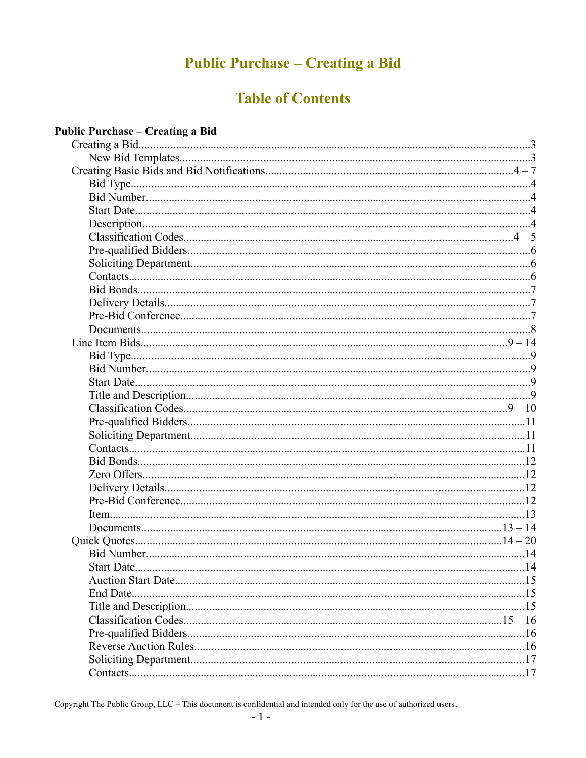# Public Purchase – Creating a Bid

## Table of Contents

**Public Purchase – Creating a Bid**

- Creating a Bid....................3
  - New Bid Templates....................3
- Creating Basic Bids and Bid Notifications....................4 – 7
  - Bid Type....................4
  - Bid Number....................4
  - Start Date....................4
  - Description....................4
  - Classification Codes....................4 – 5
  - Pre-qualified Bidders....................6
  - Soliciting Department....................6
  - Contacts....................6
  - Bid Bonds....................7
  - Delivery Details....................7
  - Pre-Bid Conference....................7
  - Documents....................8
- Line Item Bids....................9 – 14
  - Bid Type....................9
  - Bid Number....................9
  - Start Date....................9
  - Title and Description....................9
  - Classification Codes....................9 – 10
  - Pre-qualified Bidders....................11
  - Soliciting Department....................11
  - Contacts....................11
  - Bid Bonds....................12
  - Zero Offers....................12
  - Delivery Details....................12
  - Pre-Bid Conference....................12
  - Item....................13
  - Documents....................13 – 14
- Quick Quotes....................14 – 20
  - Bid Number....................14
  - Start Date....................14
  - Auction Start Date....................15
  - End Date....................15
  - Title and Description....................15
  - Classification Codes....................15 – 16
  - Pre-qualified Bidders....................16
  - Reverse Auction Rules....................16
  - Soliciting Department....................17
  - Contacts....................17

Copyright The Public Group, LLC – This document is confidential and intended only for the use of authorized users.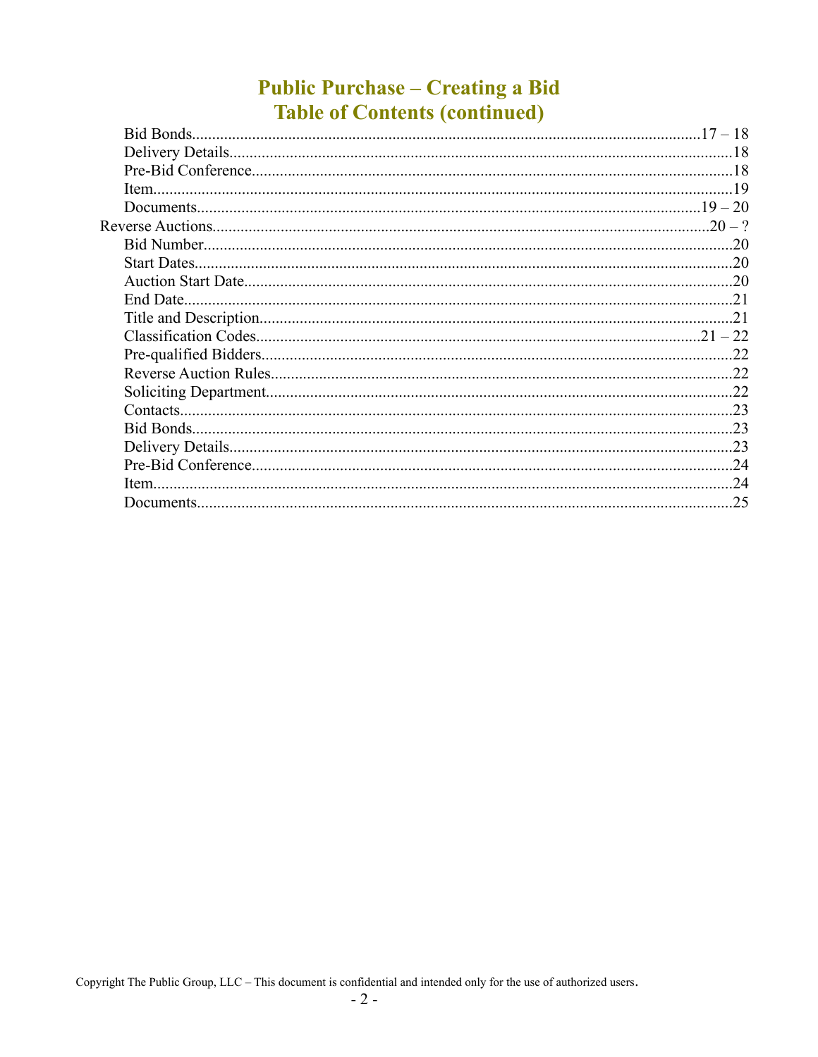# Public Purchase – Creating a Bid
## Table of Contents (continued)

- Bid Bonds....................17 – 18
- Delivery Details....................18
- Pre-Bid Conference....................18
- Item....................19
- Documents....................19 – 20

Reverse Auctions....................20 – ?

- Bid Number....................20
- Start Dates....................20
- Auction Start Date....................20
- End Date....................21
- Title and Description....................21
- Classification Codes....................21 – 22
- Pre-qualified Bidders....................22
- Reverse Auction Rules....................22
- Soliciting Department....................22
- Contacts....................23
- Bid Bonds....................23
- Delivery Details....................23
- Pre-Bid Conference....................24
- Item....................24
- Documents....................25

Copyright The Public Group, LLC – This document is confidential and intended only for the use of authorized users.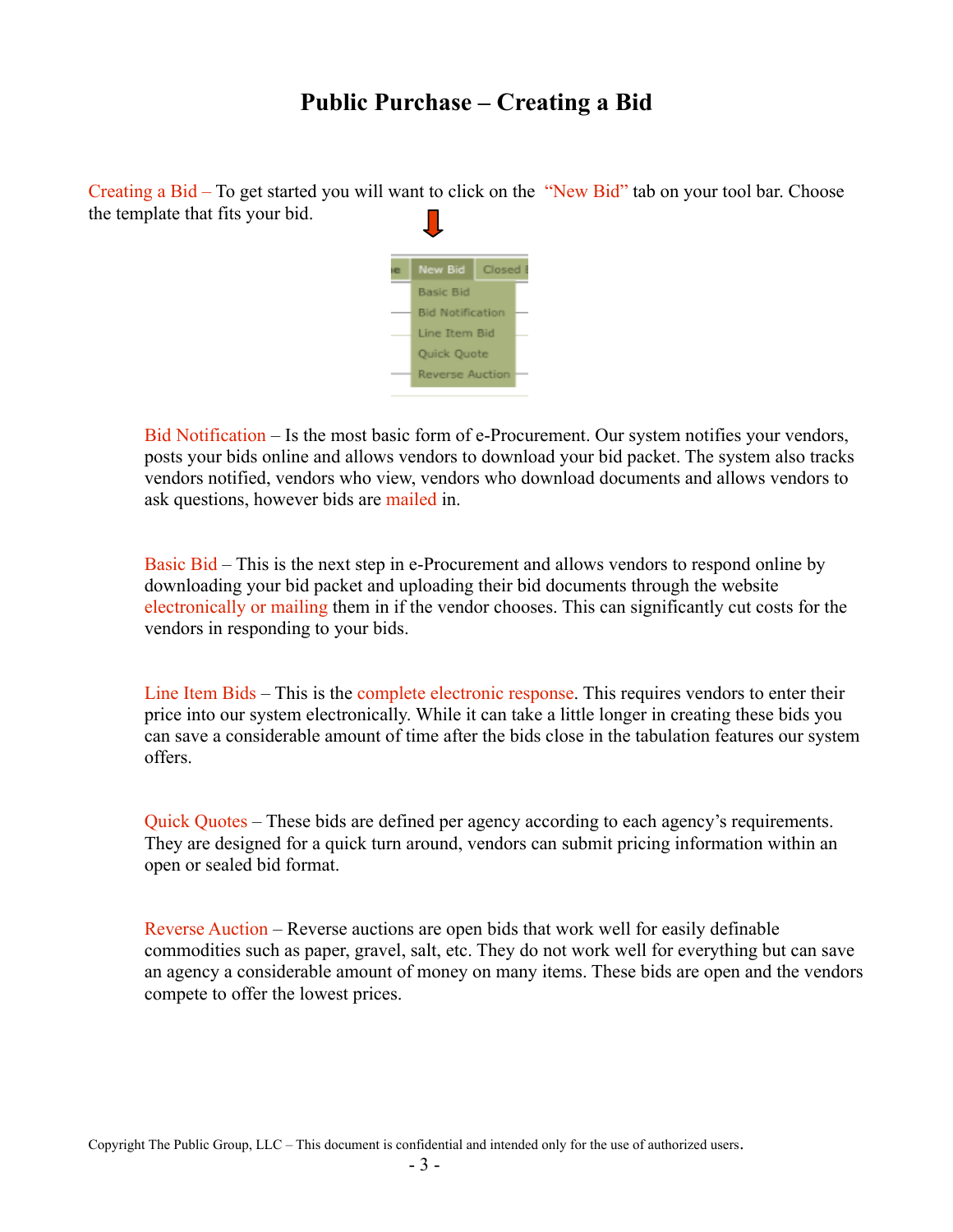# Public Purchase – Creating a Bid

Creating a Bid – To get started you will want to click on the "New Bid" tab on your tool bar. Choose the template that fits your bid.

Bid Notification – Is the most basic form of e-Procurement. Our system notifies your vendors, posts your bids online and allows vendors to download your bid packet. The system also tracks vendors notified, vendors who view, vendors who download documents and allows vendors to ask questions, however bids are mailed in.

Basic Bid – This is the next step in e-Procurement and allows vendors to respond online by downloading your bid packet and uploading their bid documents through the website electronically or mailing them in if the vendor chooses. This can significantly cut costs for the vendors in responding to your bids.

Line Item Bids – This is the complete electronic response. This requires vendors to enter their price into our system electronically. While it can take a little longer in creating these bids you can save a considerable amount of time after the bids close in the tabulation features our system offers.

Quick Quotes – These bids are defined per agency according to each agency's requirements. They are designed for a quick turn around, vendors can submit pricing information within an open or sealed bid format.

Reverse Auction – Reverse auctions are open bids that work well for easily definable commodities such as paper, gravel, salt, etc. They do not work well for everything but can save an agency a considerable amount of money on many items. These bids are open and the vendors compete to offer the lowest prices.

Copyright The Public Group, LLC – This document is confidential and intended only for the use of authorized users.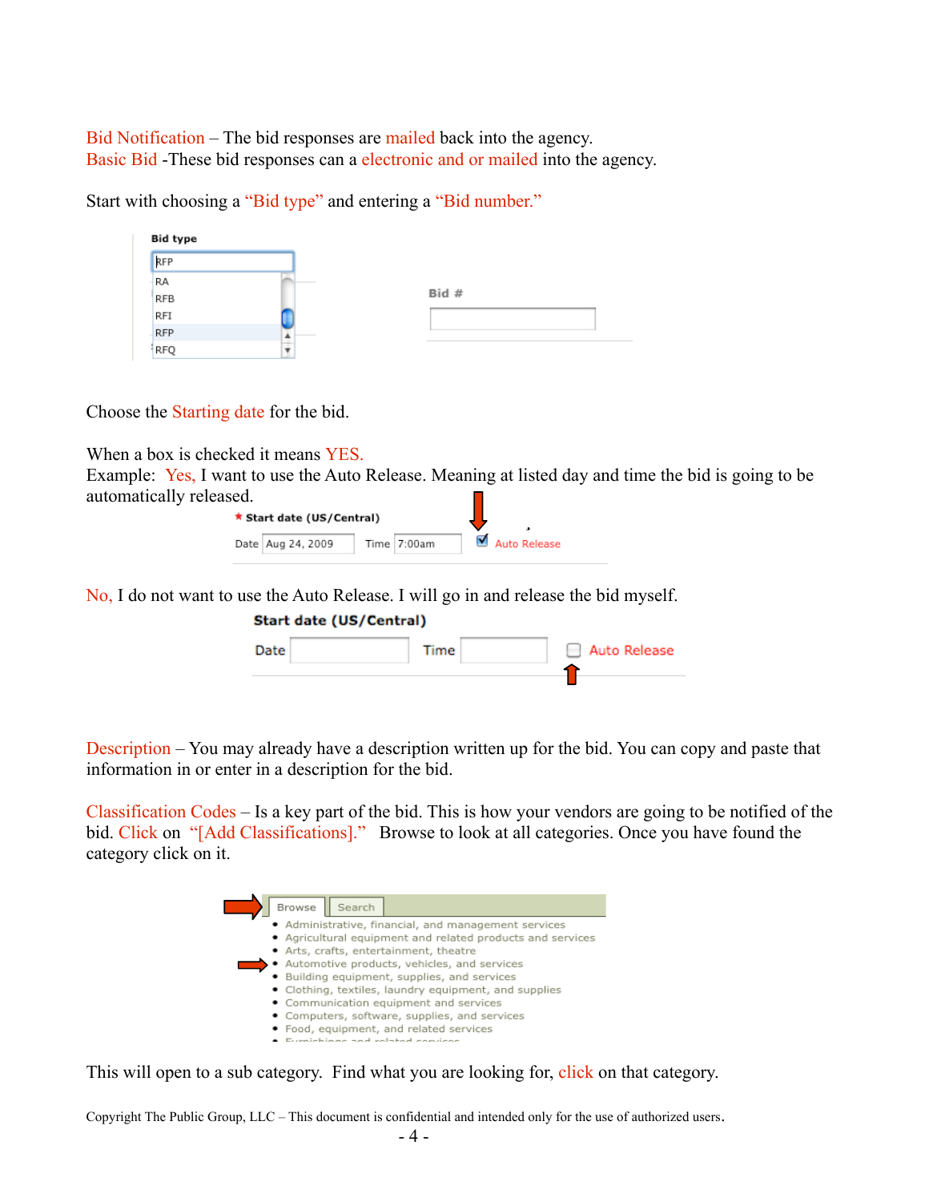Bid Notification – The bid responses are mailed back into the agency.
Basic Bid -These bid responses can a electronic and or mailed into the agency.

Start with choosing a "Bid type" and entering a "Bid number."

Bid type

RFP

RA
RFB
RFI
RFP
RFQ

Bid #

Choose the Starting date for the bid.

When a box is checked it means YES.
Example: Yes, I want to use the Auto Release. Meaning at listed day and time the bid is going to be automatically released.

\* Start date (US/Central)

Date Aug 24, 2009 Time 7:00am ☑ Auto Release

No, I do not want to use the Auto Release. I will go in and release the bid myself.

Start date (US/Central)

Date Time ☐ Auto Release

Description – You may already have a description written up for the bid. You can copy and paste that information in or enter in a description for the bid.

Classification Codes – Is a key part of the bid. This is how your vendors are going to be notified of the bid. Click on "[Add Classifications]." Browse to look at all categories. Once you have found the category click on it.

Browse | Search

- Administrative, financial, and management services
- Agricultural equipment and related products and services
- Arts, crafts, entertainment, theatre
- Automotive products, vehicles, and services
- Building equipment, supplies, and services
- Clothing, textiles, laundry equipment, and supplies
- Communication equipment and services
- Computers, software, supplies, and services
- Food, equipment, and related services
- Furnishings and related services

This will open to a sub category. Find what you are looking for, click on that category.

Copyright The Public Group, LLC – This document is confidential and intended only for the use of authorized users.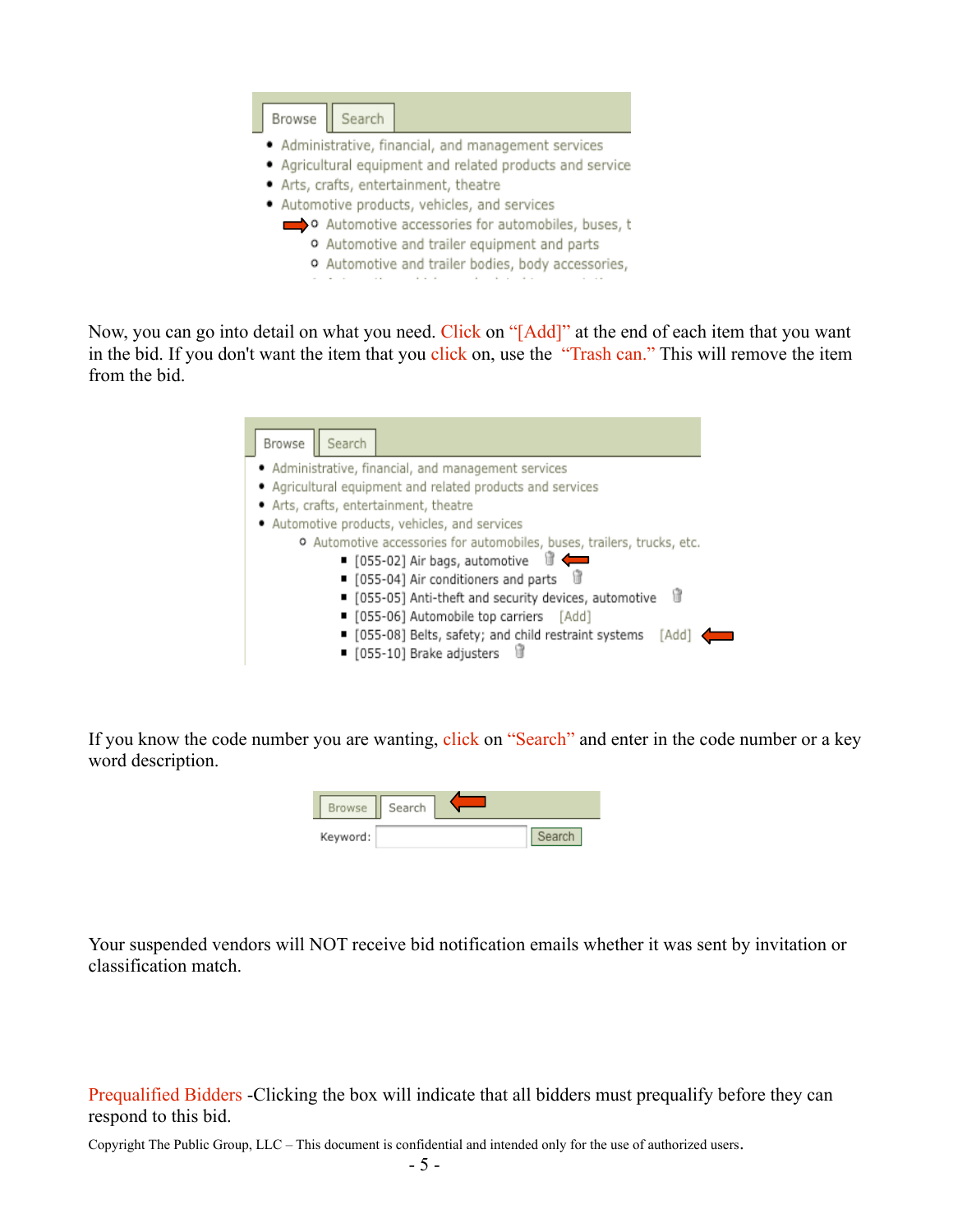Browse | Search

- Administrative, financial, and management services
- Agricultural equipment and related products and service
- Arts, crafts, entertainment, theatre
- Automotive products, vehicles, and services
  - Automotive accessories for automobiles, buses, t
  - Automotive and trailer equipment and parts
  - Automotive and trailer bodies, body accessories,

Now, you can go into detail on what you need. Click on "[Add]" at the end of each item that you want in the bid. If you don't want the item that you click on, use the "Trash can." This will remove the item from the bid.

Browse | Search

- Administrative, financial, and management services
- Agricultural equipment and related products and services
- Arts, crafts, entertainment, theatre
- Automotive products, vehicles, and services
  - Automotive accessories for automobiles, buses, trailers, trucks, etc.
    - [055-02] Air bags, automotive
    - [055-04] Air conditioners and parts
    - [055-05] Anti-theft and security devices, automotive
    - [055-06] Automobile top carriers [Add]
    - [055-08] Belts, safety; and child restraint systems [Add]
    - [055-10] Brake adjusters

If you know the code number you are wanting, click on "Search" and enter in the code number or a key word description.

Browse | Search

Keyword: [ ] Search

Your suspended vendors will NOT receive bid notification emails whether it was sent by invitation or classification match.

Prequalified Bidders -Clicking the box will indicate that all bidders must prequalify before they can respond to this bid.

Copyright The Public Group, LLC – This document is confidential and intended only for the use of authorized users.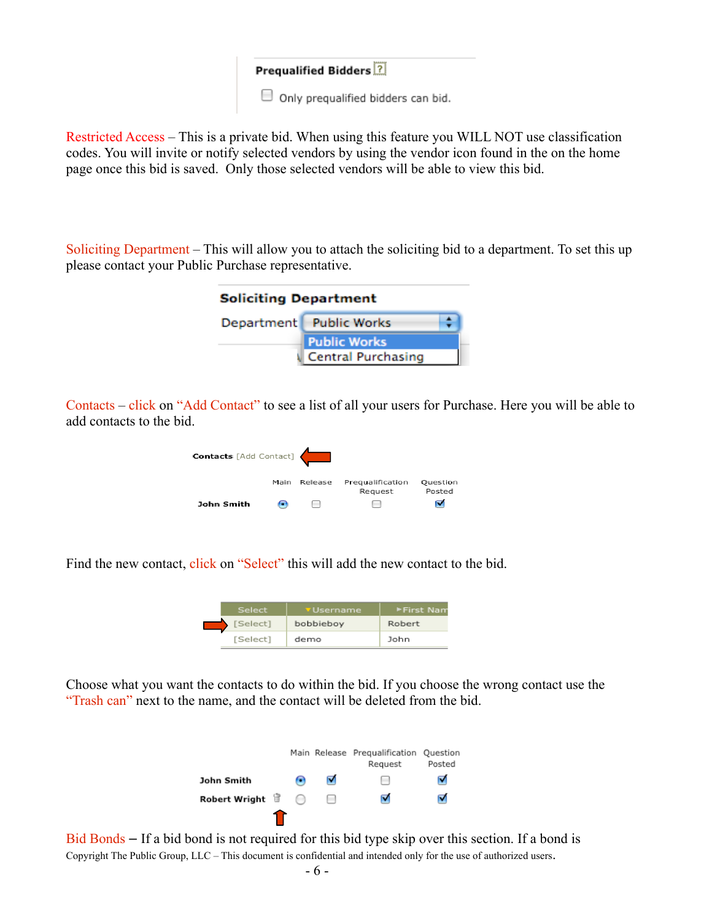**Prequalified Bidders** [?]

☐ Only prequalified bidders can bid.

Restricted Access – This is a private bid. When using this feature you WILL NOT use classification codes. You will invite or notify selected vendors by using the vendor icon found in the on the home page once this bid is saved. Only those selected vendors will be able to view this bid.

Soliciting Department – This will allow you to attach the soliciting bid to a department. To set this up please contact your Public Purchase representative.

**Soliciting Department**

Department: Public Works
- Public Works
- Central Purchasing

Contacts – click on "Add Contact" to see a list of all your users for Purchase. Here you will be able to add contacts to the bid.

**Contacts** [Add Contact]

| | Main | Release | Prequalification Request | Question Posted |
|---|---|---|---|---|
| **John Smith** | ◉ | ☐ | ☐ | ☑ |

Find the new contact, click on "Select" this will add the new contact to the bid.

| Select | Username | First Nam |
|---|---|---|
| [Select] | bobbieboy | Robert |
| [Select] | demo | John |

Choose what you want the contacts to do within the bid. If you choose the wrong contact use the "Trash can" next to the name, and the contact will be deleted from the bid.

| | Main | Release | Prequalification Request | Question Posted |
|---|---|---|---|---|
| **John Smith** | ◉ | ☑ | ☐ | ☑ |
| **Robert Wright** | ○ | ☐ | ☑ | ☑ |

Bid Bonds – If a bid bond is not required for this bid type skip over this section. If a bond is

Copyright The Public Group, LLC – This document is confidential and intended only for the use of authorized users.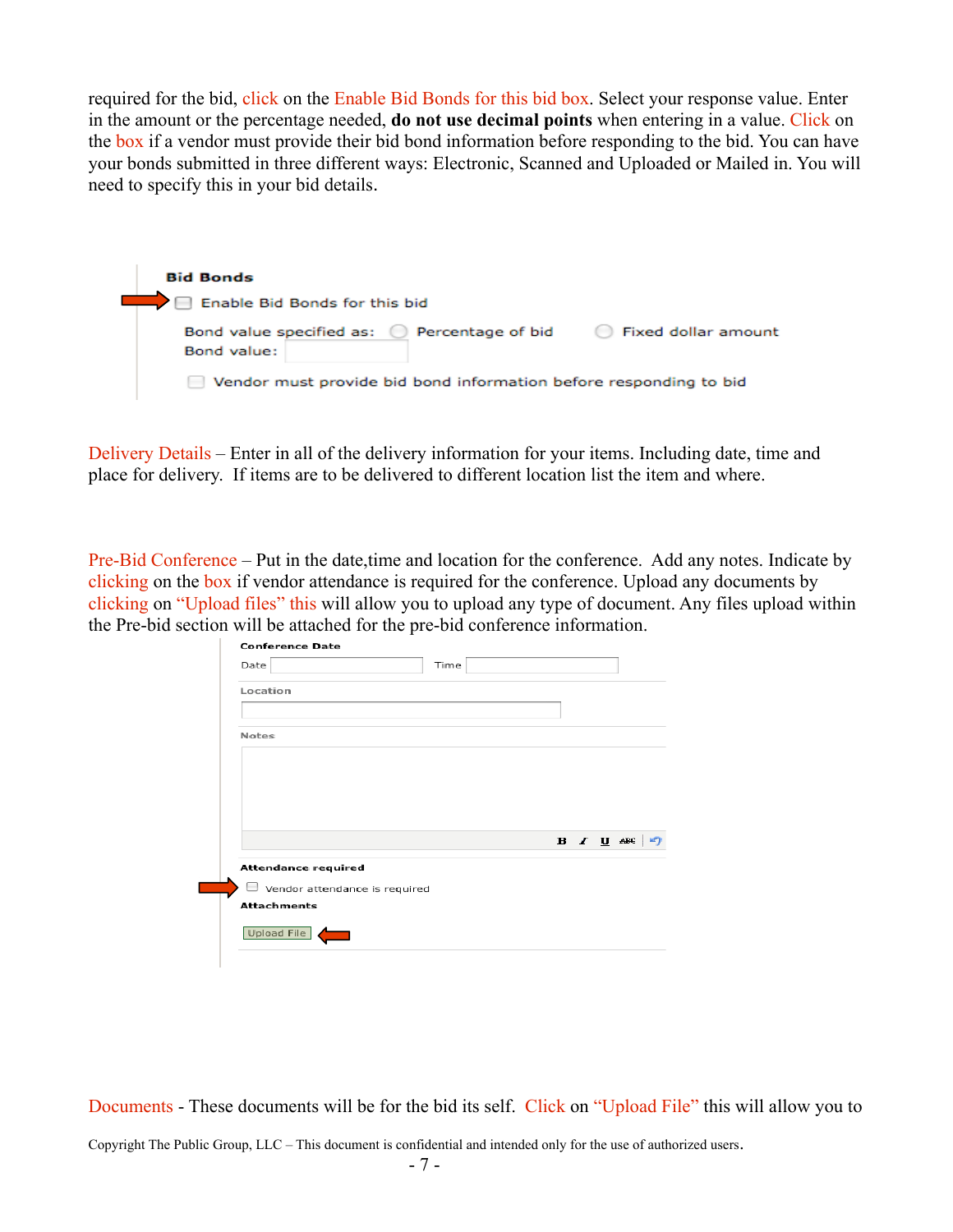required for the bid, click on the Enable Bid Bonds for this bid box. Select your response value. Enter in the amount or the percentage needed, **do not use decimal points** when entering in a value. Click on the box if a vendor must provide their bid bond information before responding to the bid. You can have your bonds submitted in three different ways: Electronic, Scanned and Uploaded or Mailed in. You will need to specify this in your bid details.

**Bid Bonds**

☐ Enable Bid Bonds for this bid

Bond value specified as: ◯ Percentage of bid ◯ Fixed dollar amount

Bond value:

☐ Vendor must provide bid bond information before responding to bid

Delivery Details – Enter in all of the delivery information for your items. Including date, time and place for delivery. If items are to be delivered to different location list the item and where.

Pre-Bid Conference – Put in the date,time and location for the conference. Add any notes. Indicate by clicking on the box if vendor attendance is required for the conference. Upload any documents by clicking on "Upload files" this will allow you to upload any type of document. Any files upload within the Pre-bid section will be attached for the pre-bid conference information.

**Conference Date**

Date Time

**Location**

**Notes**

**Attendance required**

☐ Vendor attendance is required

**Attachments**

Upload File

Documents - These documents will be for the bid its self. Click on "Upload File" this will allow you to

Copyright The Public Group, LLC – This document is confidential and intended only for the use of authorized users.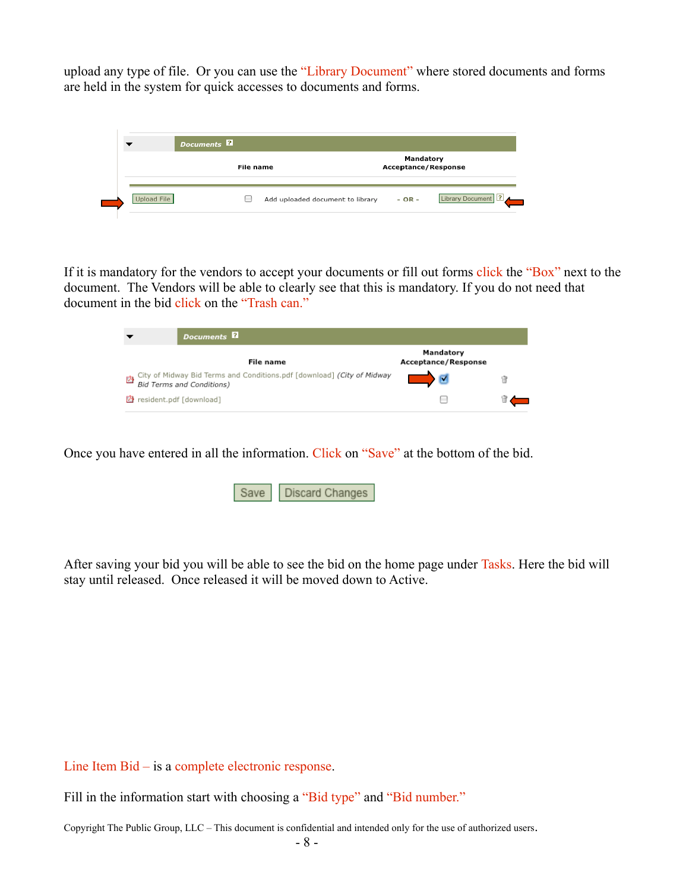upload any type of file. Or you can use the "Library Document" where stored documents and forms are held in the system for quick accesses to documents and forms.

If it is mandatory for the vendors to accept your documents or fill out forms click the "Box" next to the document. The Vendors will be able to clearly see that this is mandatory. If you do not need that document in the bid click on the "Trash can."

Once you have entered in all the information. Click on "Save" at the bottom of the bid.

After saving your bid you will be able to see the bid on the home page under Tasks. Here the bid will stay until released. Once released it will be moved down to Active.

Line Item Bid – is a complete electronic response.

Fill in the information start with choosing a "Bid type" and "Bid number."

Copyright The Public Group, LLC – This document is confidential and intended only for the use of authorized users.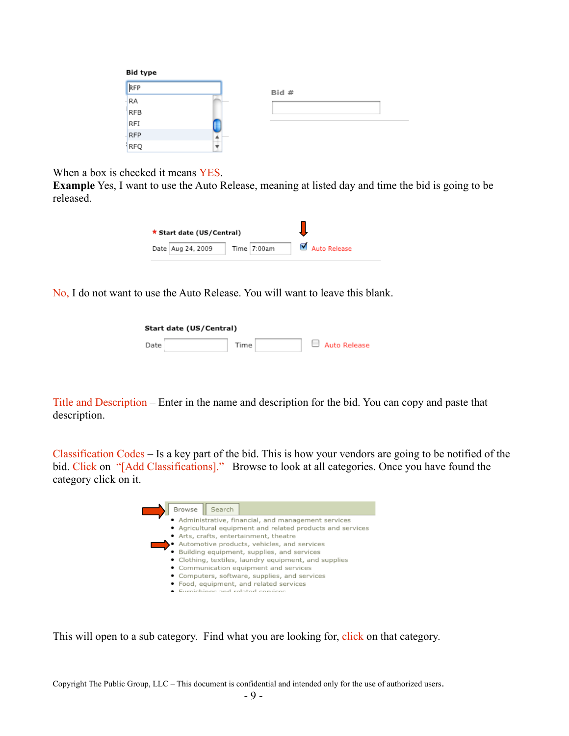Bid type

RFP

- RA
- RFB
- RFI
- RFP
- RFQ

Bid #

When a box is checked it means YES.

**Example** Yes, I want to use the Auto Release, meaning at listed day and time the bid is going to be released.

* Start date (US/Central)

Date Aug 24, 2009 Time 7:00am ☑ Auto Release

No, I do not want to use the Auto Release. You will want to leave this blank.

Start date (US/Central)

Date Time ☐ Auto Release

Title and Description – Enter in the name and description for the bid. You can copy and paste that description.

Classification Codes – Is a key part of the bid. This is how your vendors are going to be notified of the bid. Click on "[Add Classifications]." Browse to look at all categories. Once you have found the category click on it.

Browse | Search

- Administrative, financial, and management services
- Agricultural equipment and related products and services
- Arts, crafts, entertainment, theatre
- Automotive products, vehicles, and services
- Building equipment, supplies, and services
- Clothing, textiles, laundry equipment, and supplies
- Communication equipment and services
- Computers, software, supplies, and services
- Food, equipment, and related services
- Furnishings and related services

This will open to a sub category. Find what you are looking for, click on that category.

Copyright The Public Group, LLC – This document is confidential and intended only for the use of authorized users.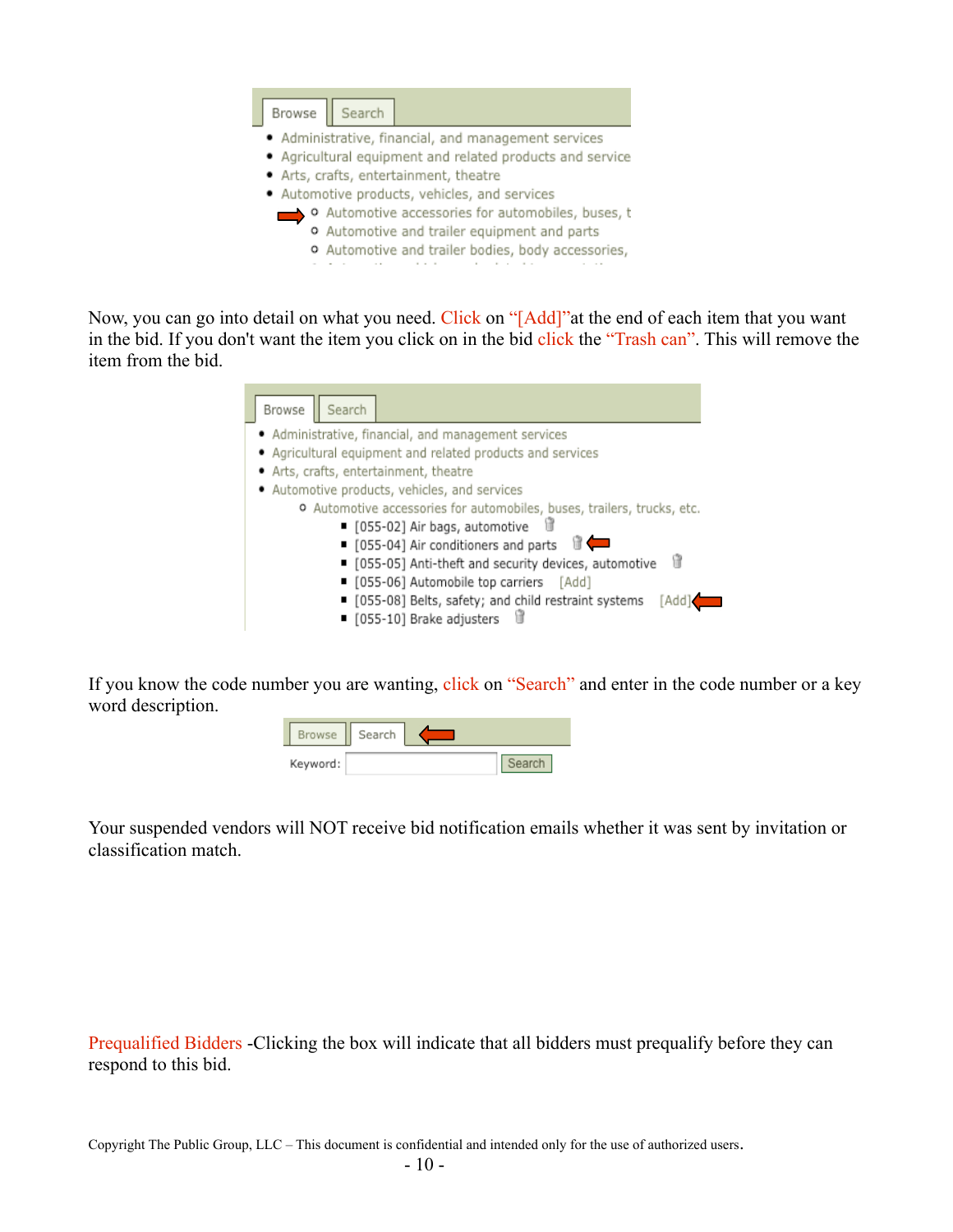Browse | Search

- Administrative, financial, and management services
- Agricultural equipment and related products and service
- Arts, crafts, entertainment, theatre
- Automotive products, vehicles, and services
  - Automotive accessories for automobiles, buses, t
  - Automotive and trailer equipment and parts
  - Automotive and trailer bodies, body accessories,

Now, you can go into detail on what you need. Click on "[Add]"at the end of each item that you want in the bid. If you don't want the item you click on in the bid click the "Trash can". This will remove the item from the bid.

Browse | Search

- Administrative, financial, and management services
- Agricultural equipment and related products and services
- Arts, crafts, entertainment, theatre
- Automotive products, vehicles, and services
  - Automotive accessories for automobiles, buses, trailers, trucks, etc.
    - [055-02] Air bags, automotive
    - [055-04] Air conditioners and parts
    - [055-05] Anti-theft and security devices, automotive
    - [055-06] Automobile top carriers [Add]
    - [055-08] Belts, safety; and child restraint systems [Add]
    - [055-10] Brake adjusters

If you know the code number you are wanting, click on "Search" and enter in the code number or a key word description.

Browse | Search

Keyword: [ ] Search

Your suspended vendors will NOT receive bid notification emails whether it was sent by invitation or classification match.

Prequalified Bidders -Clicking the box will indicate that all bidders must prequalify before they can respond to this bid.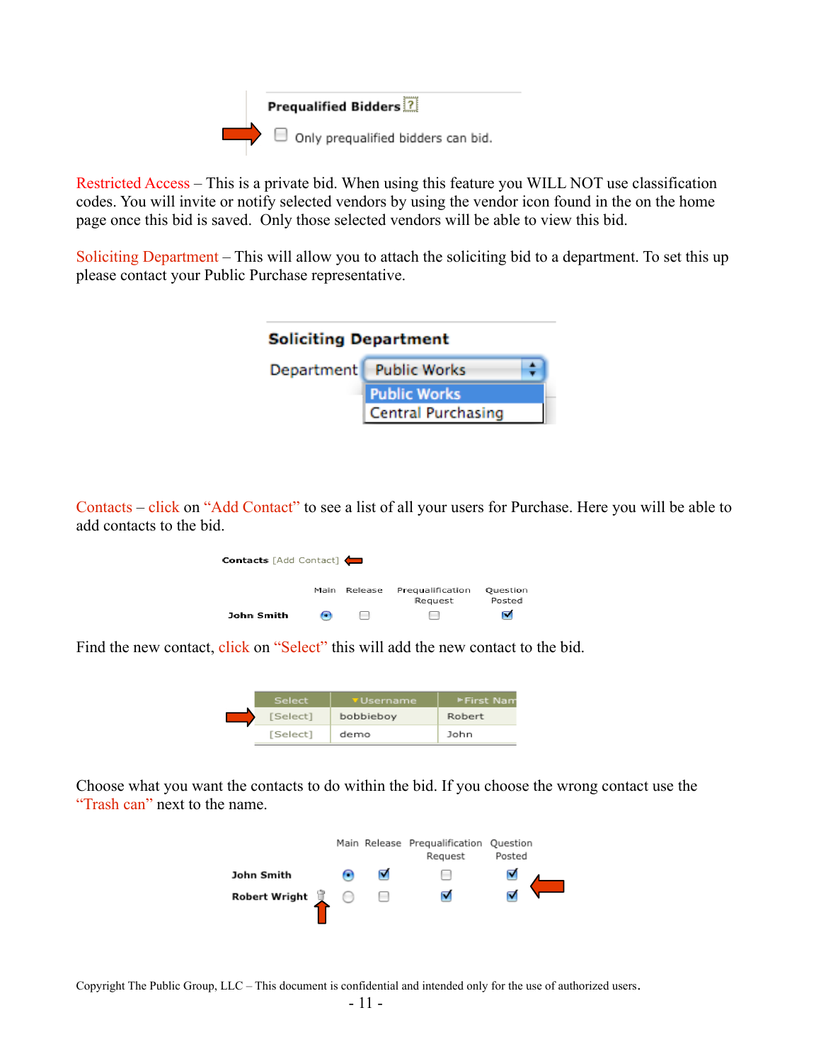**Prequalified Bidders** [?]

☐ Only prequalified bidders can bid.

Restricted Access – This is a private bid. When using this feature you WILL NOT use classification codes. You will invite or notify selected vendors by using the vendor icon found in the on the home page once this bid is saved. Only those selected vendors will be able to view this bid.

Soliciting Department – This will allow you to attach the soliciting bid to a department. To set this up please contact your Public Purchase representative.

**Soliciting Department**

Department: Public Works
- Public Works
- Central Purchasing

Contacts – click on "Add Contact" to see a list of all your users for Purchase. Here you will be able to add contacts to the bid.

**Contacts** [Add Contact]

| | Main | Release | Prequalification Request | Question Posted |
|---|---|---|---|---|
| John Smith | ◉ | ☐ | ☐ | ☑ |

Find the new contact, click on "Select" this will add the new contact to the bid.

| Select | Username | First Nam |
|---|---|---|
| [Select] | bobbieboy | Robert |
| [Select] | demo | John |

Choose what you want the contacts to do within the bid. If you choose the wrong contact use the "Trash can" next to the name.

| | Main | Release | Prequalification Request | Question Posted |
|---|---|---|---|---|
| John Smith | ◉ | ☑ | ☐ | ☑ |
| Robert Wright | ○ | ☐ | ☑ | ☑ |

Copyright The Public Group, LLC – This document is confidential and intended only for the use of authorized users.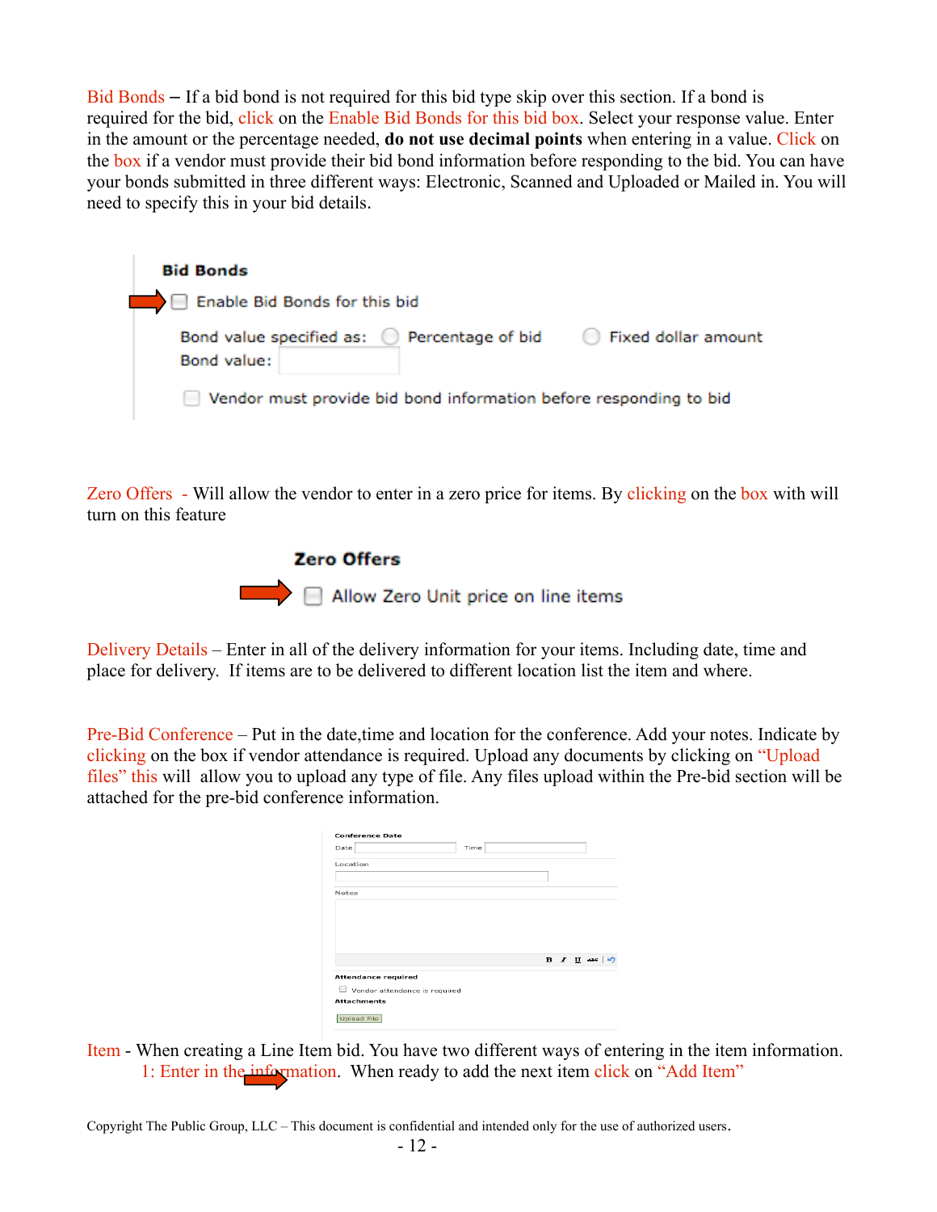Bid Bonds – If a bid bond is not required for this bid type skip over this section. If a bond is required for the bid, click on the Enable Bid Bonds for this bid box. Select your response value. Enter in the amount or the percentage needed, **do not use decimal points** when entering in a value. Click on the box if a vendor must provide their bid bond information before responding to the bid. You can have your bonds submitted in three different ways: Electronic, Scanned and Uploaded or Mailed in. You will need to specify this in your bid details.

**Bid Bonds**

- [ ] Enable Bid Bonds for this bid

Bond value specified as: ◯ Percentage of bid ◯ Fixed dollar amount

Bond value:

- [ ] Vendor must provide bid bond information before responding to bid

Zero Offers - Will allow the vendor to enter in a zero price for items. By clicking on the box with will turn on this feature

**Zero Offers**

- [ ] Allow Zero Unit price on line items

Delivery Details – Enter in all of the delivery information for your items. Including date, time and place for delivery. If items are to be delivered to different location list the item and where.

Pre-Bid Conference – Put in the date,time and location for the conference. Add your notes. Indicate by clicking on the box if vendor attendance is required. Upload any documents by clicking on "Upload files" this will allow you to upload any type of file. Any files upload within the Pre-bid section will be attached for the pre-bid conference information.

**Conference Date**

Date Time

Location

Notes

**Attendance required**

- [ ] Vendor attendence is required

**Attachments**

Upload File

Item - When creating a Line Item bid. You have two different ways of entering in the item information.

1: Enter in the information. When ready to add the next item click on "Add Item"

Copyright The Public Group, LLC – This document is confidential and intended only for the use of authorized users.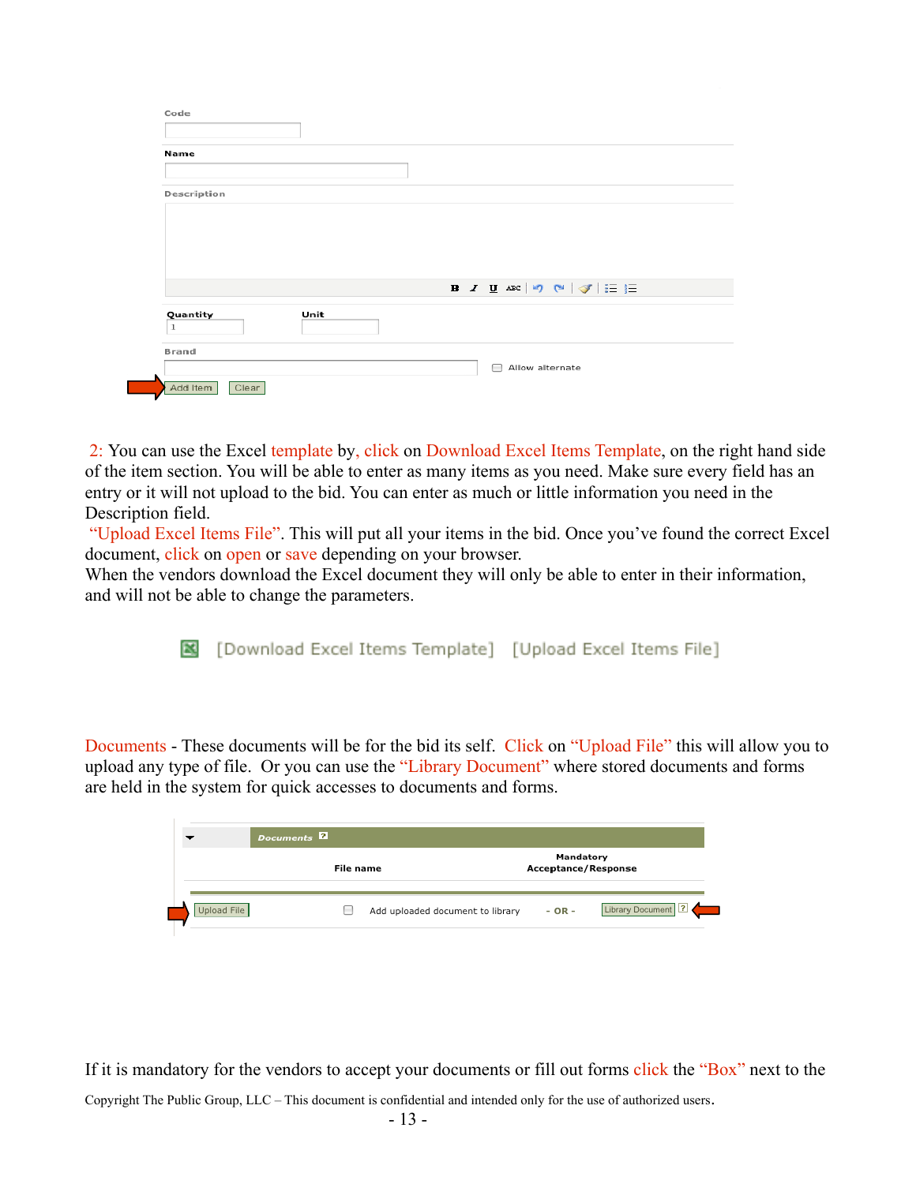Code

Name

Description

Quantity 1 Unit

Brand

Allow alternate

Add Item Clear

2: You can use the Excel template by, click on Download Excel Items Template, on the right hand side of the item section. You will be able to enter as many items as you need. Make sure every field has an entry or it will not upload to the bid. You can enter as much or little information you need in the Description field.

"Upload Excel Items File". This will put all your items in the bid. Once you've found the correct Excel document, click on open or save depending on your browser.

When the vendors download the Excel document they will only be able to enter in their information, and will not be able to change the parameters.

[Download Excel Items Template] [Upload Excel Items File]

Documents - These documents will be for the bid its self. Click on "Upload File" this will allow you to upload any type of file. Or you can use the "Library Document" where stored documents and forms are held in the system for quick accesses to documents and forms.

Documents

| File name | Mandatory Acceptance/Response |
| --- | --- |

Upload File Add uploaded document to library - OR - Library Document

If it is mandatory for the vendors to accept your documents or fill out forms click the "Box" next to the

Copyright The Public Group, LLC – This document is confidential and intended only for the use of authorized users.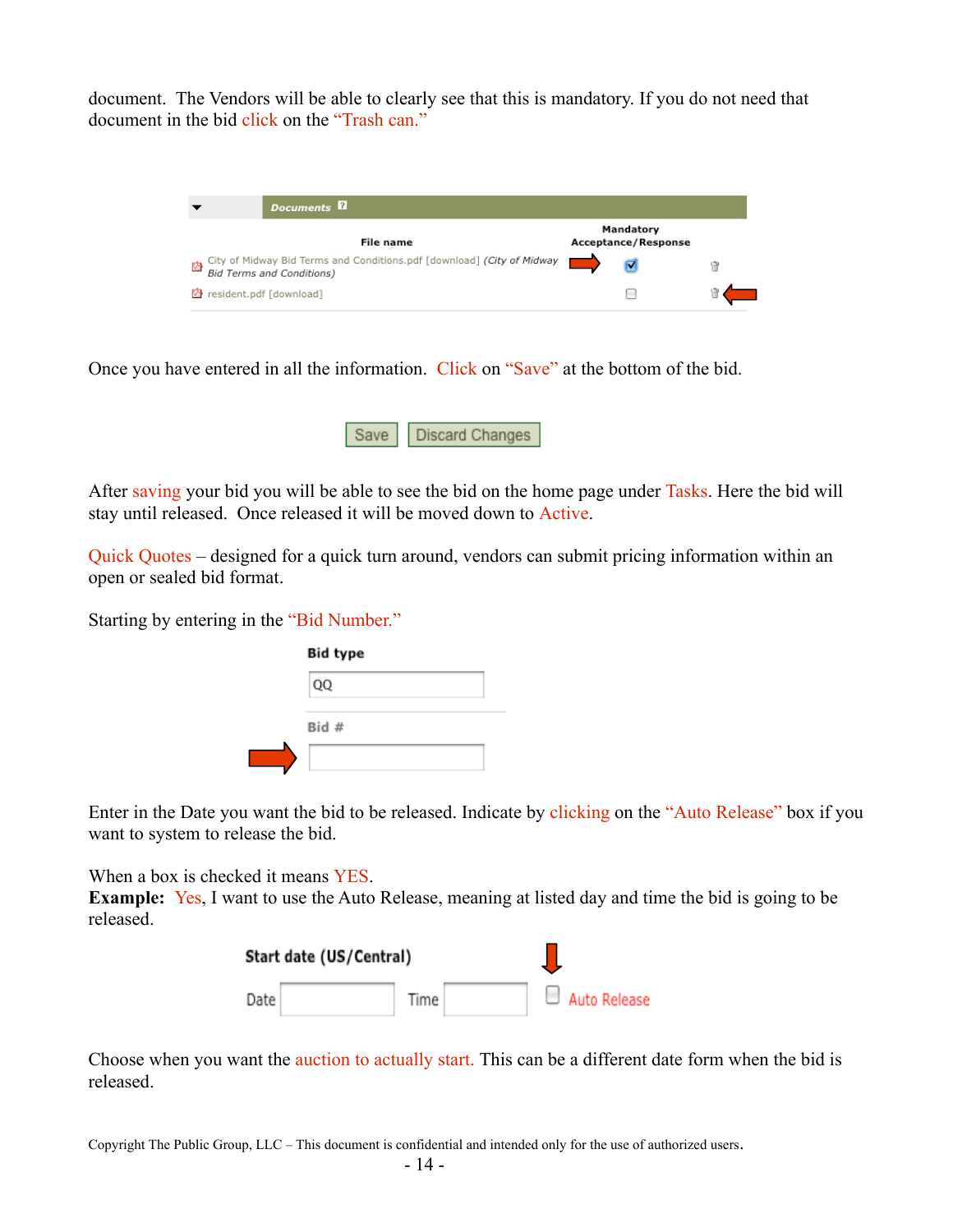document. The Vendors will be able to clearly see that this is mandatory. If you do not need that document in the bid click on the "Trash can."

| File name | Mandatory Acceptance/Response |
| --- | --- |
| City of Midway Bid Terms and Conditions.pdf [download] (City of Midway Bid Terms and Conditions) | ☑ |
| resident.pdf [download] | ☐ |

Once you have entered in all the information. Click on "Save" at the bottom of the bid.

Save | Discard Changes

After saving your bid you will be able to see the bid on the home page under Tasks. Here the bid will stay until released. Once released it will be moved down to Active.

Quick Quotes – designed for a quick turn around, vendors can submit pricing information within an open or sealed bid format.

Starting by entering in the "Bid Number."

**Bid type**

QQ

**Bid #**

Enter in the Date you want the bid to be released. Indicate by clicking on the "Auto Release" box if you want to system to release the bid.

When a box is checked it means YES.
**Example:** Yes, I want to use the Auto Release, meaning at listed day and time the bid is going to be released.

**Start date (US/Central)**

Date | Time | ☐ Auto Release

Choose when you want the auction to actually start. This can be a different date form when the bid is released.

Copyright The Public Group, LLC – This document is confidential and intended only for the use of authorized users.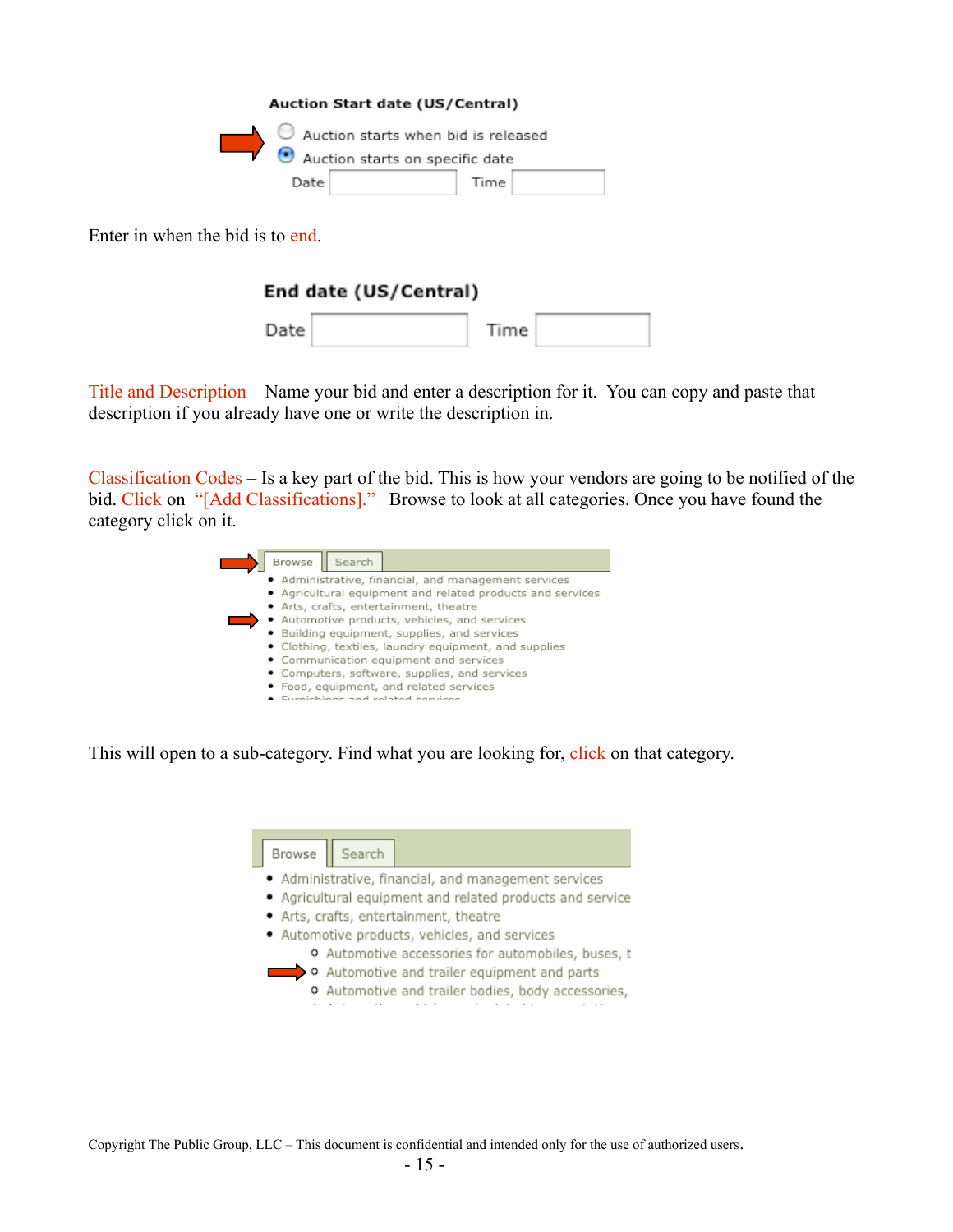**Auction Start date (US/Central)**

- ○ Auction starts when bid is released
- ◉ Auction starts on specific date

Date | Time

Enter in when the bid is to end.

**End date (US/Central)**

Date | Time

Title and Description – Name your bid and enter a description for it. You can copy and paste that description if you already have one or write the description in.

Classification Codes – Is a key part of the bid. This is how your vendors are going to be notified of the bid. Click on "[Add Classifications]." Browse to look at all categories. Once you have found the category click on it.

Browse | Search

- Administrative, financial, and management services
- Agricultural equipment and related products and services
- Arts, crafts, entertainment, theatre
- Automotive products, vehicles, and services
- Building equipment, supplies, and services
- Clothing, textiles, laundry equipment, and supplies
- Communication equipment and services
- Computers, software, supplies, and services
- Food, equipment, and related services
- Furnishings and related services

This will open to a sub-category. Find what you are looking for, click on that category.

Browse | Search

- Administrative, financial, and management services
- Agricultural equipment and related products and service
- Arts, crafts, entertainment, theatre
- Automotive products, vehicles, and services
  - Automotive accessories for automobiles, buses, t
  - Automotive and trailer equipment and parts
  - Automotive and trailer bodies, body accessories,

Copyright The Public Group, LLC – This document is confidential and intended only for the use of authorized users.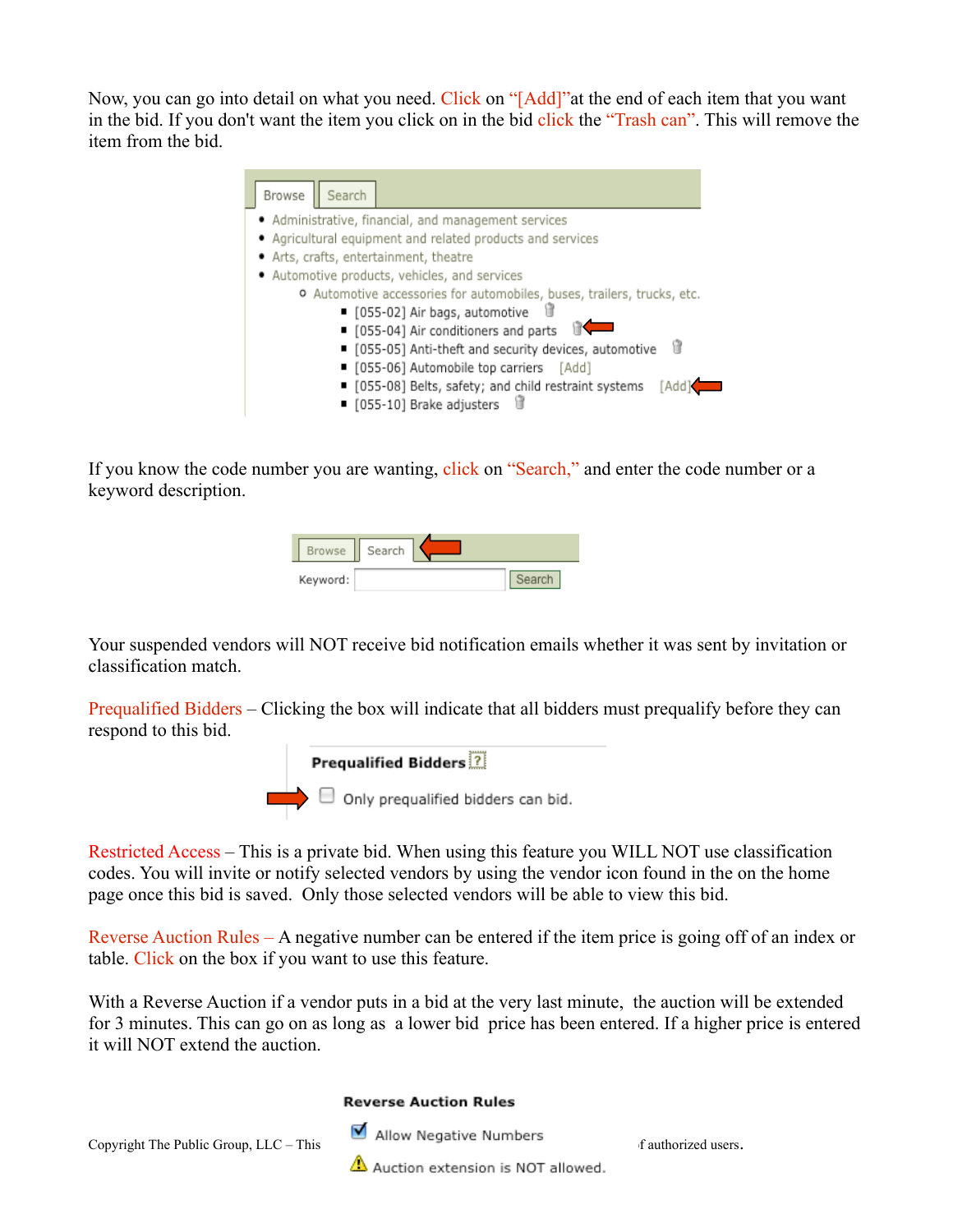Now, you can go into detail on what you need. Click on “[Add]”at the end of each item that you want in the bid. If you don't want the item you click on in the bid click the “Trash can”. This will remove the item from the bid.

Browse | Search

- Administrative, financial, and management services
- Agricultural equipment and related products and services
- Arts, crafts, entertainment, theatre
- Automotive products, vehicles, and services
  - Automotive accessories for automobiles, buses, trailers, trucks, etc.
    - [055-02] Air bags, automotive
    - [055-04] Air conditioners and parts
    - [055-05] Anti-theft and security devices, automotive
    - [055-06] Automobile top carriers [Add]
    - [055-08] Belts, safety; and child restraint systems [Add]
    - [055-10] Brake adjusters

If you know the code number you are wanting, click on “Search,” and enter the code number or a keyword description.

Browse | Search

Keyword: Search

Your suspended vendors will NOT receive bid notification emails whether it was sent by invitation or classification match.

Prequalified Bidders – Clicking the box will indicate that all bidders must prequalify before they can respond to this bid.

**Prequalified Bidders** ?

☐ Only prequalified bidders can bid.

Restricted Access – This is a private bid. When using this feature you WILL NOT use classification codes. You will invite or notify selected vendors by using the vendor icon found in the on the home page once this bid is saved. Only those selected vendors will be able to view this bid.

Reverse Auction Rules – A negative number can be entered if the item price is going off of an index or table. Click on the box if you want to use this feature.

With a Reverse Auction if a vendor puts in a bid at the very last minute, the auction will be extended for 3 minutes. This can go on as long as a lower bid price has been entered. If a higher price is entered it will NOT extend the auction.

**Reverse Auction Rules**

☑ Allow Negative Numbers

⚠ Auction extension is NOT allowed.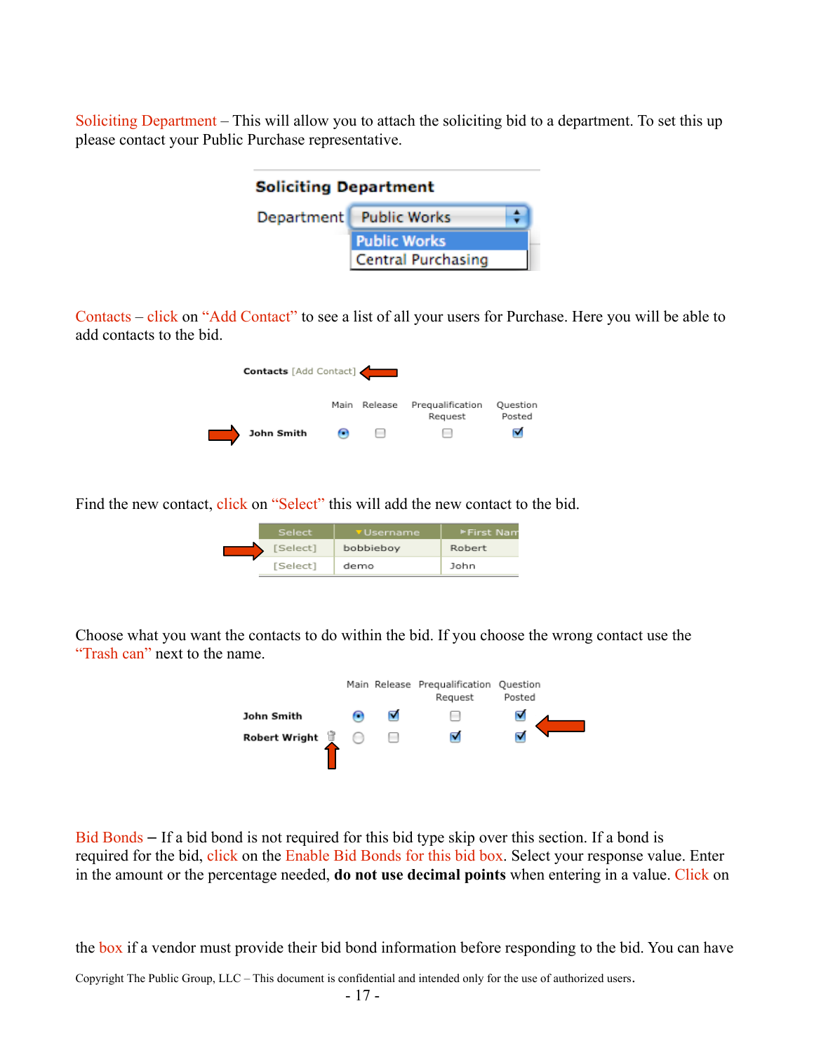Soliciting Department – This will allow you to attach the soliciting bid to a department. To set this up please contact your Public Purchase representative.

Contacts – click on "Add Contact" to see a list of all your users for Purchase. Here you will be able to add contacts to the bid.

Find the new contact, click on "Select" this will add the new contact to the bid.

Choose what you want the contacts to do within the bid. If you choose the wrong contact use the "Trash can" next to the name.

Bid Bonds – If a bid bond is not required for this bid type skip over this section. If a bond is required for the bid, click on the Enable Bid Bonds for this bid box. Select your response value. Enter in the amount or the percentage needed, **do not use decimal points** when entering in a value. Click on

the box if a vendor must provide their bid bond information before responding to the bid. You can have

Copyright The Public Group, LLC – This document is confidential and intended only for the use of authorized users.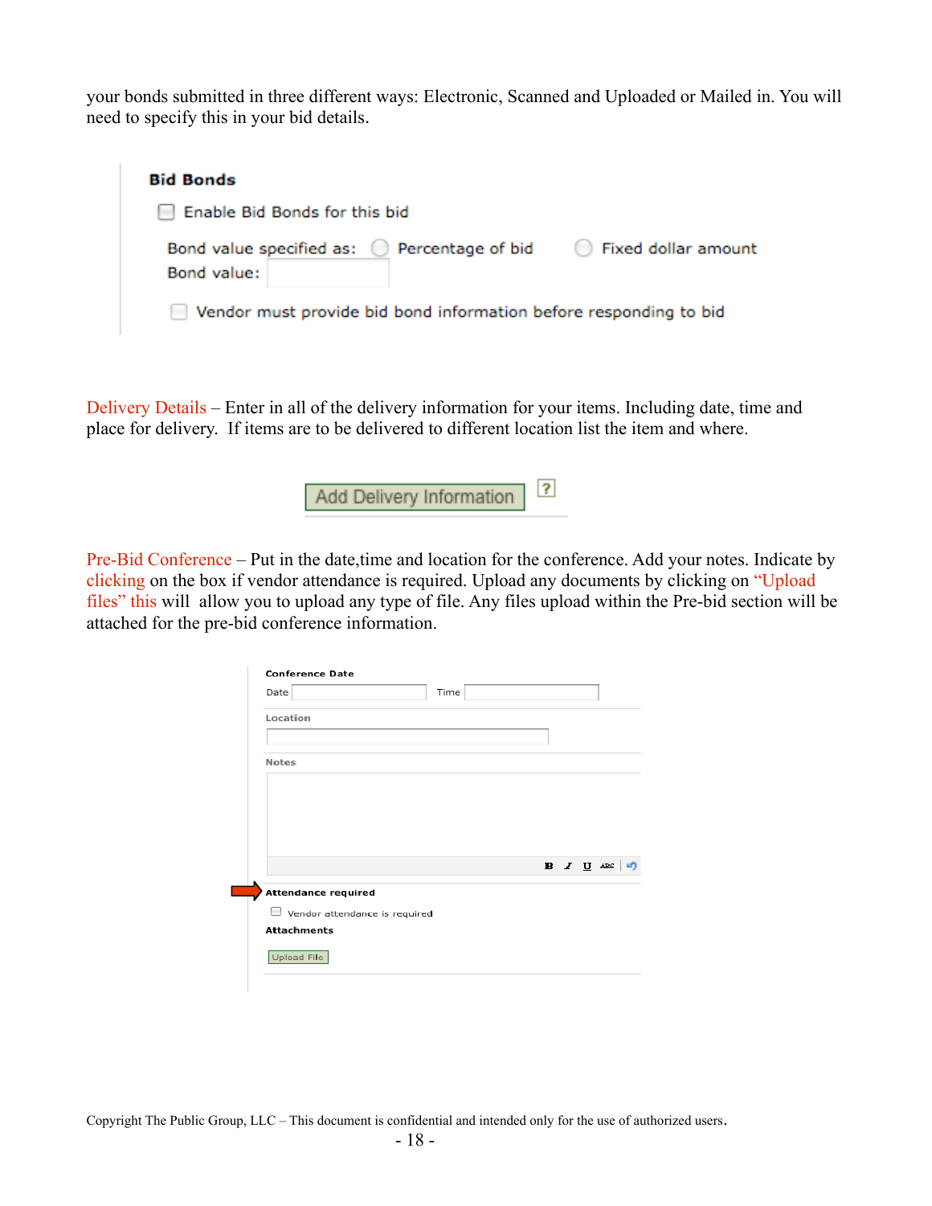your bonds submitted in three different ways: Electronic, Scanned and Uploaded or Mailed in. You will need to specify this in your bid details.

**Bid Bonds**

☐ Enable Bid Bonds for this bid

Bond value specified as: ○ Percentage of bid ○ Fixed dollar amount

Bond value:

☐ Vendor must provide bid bond information before responding to bid

Delivery Details – Enter in all of the delivery information for your items. Including date, time and place for delivery. If items are to be delivered to different location list the item and where.

Add Delivery Information

Pre-Bid Conference – Put in the date,time and location for the conference. Add your notes. Indicate by clicking on the box if vendor attendance is required. Upload any documents by clicking on "Upload files" this will allow you to upload any type of file. Any files upload within the Pre-bid section will be attached for the pre-bid conference information.

**Conference Date**

Date Time

**Location**

**Notes**

**Attendance required**

☐ Vendor attendance is required

**Attachments**

Upload File

Copyright The Public Group, LLC – This document is confidential and intended only for the use of authorized users.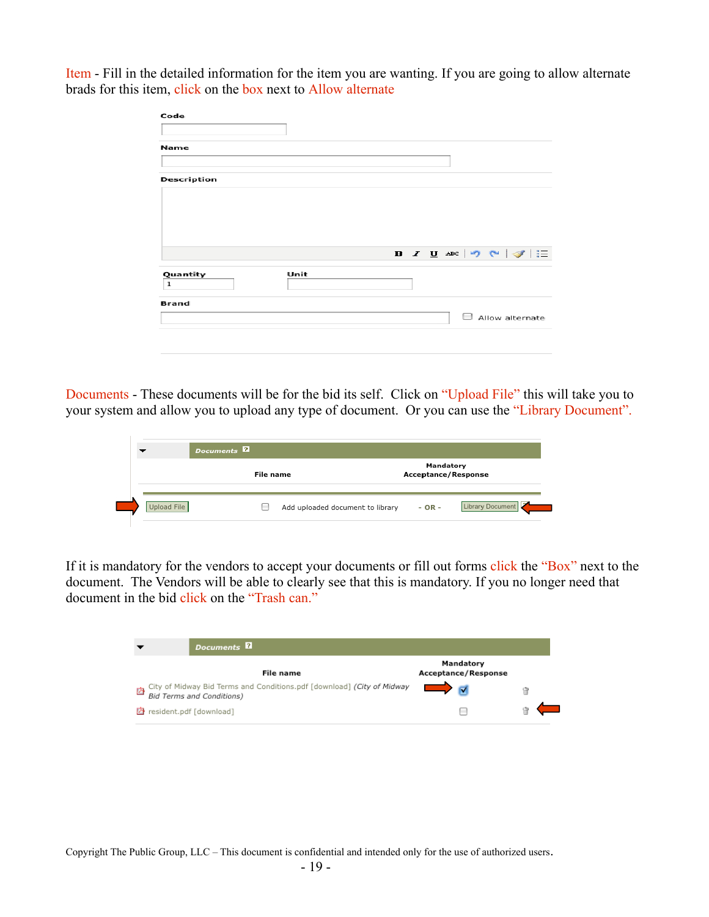Item - Fill in the detailed information for the item you are wanting. If you are going to allow alternate brads for this item, click on the box next to Allow alternate

Code

Name

Description

Quantity
1

Unit

Brand

Allow alternate

Documents - These documents will be for the bid its self. Click on "Upload File" this will take you to your system and allow you to upload any type of document. Or you can use the "Library Document".

Documents

| File name | Mandatory Acceptance/Response |
| --- | --- |

Upload File    Add uploaded document to library    - OR -    Library Document

If it is mandatory for the vendors to accept your documents or fill out forms click the "Box" next to the document. The Vendors will be able to clearly see that this is mandatory. If you no longer need that document in the bid click on the "Trash can."

Documents

| File name | Mandatory Acceptance/Response |
| --- | --- |
| City of Midway Bid Terms and Conditions.pdf [download] *(City of Midway Bid Terms and Conditions)* | ☑ |
| resident.pdf [download] | ☐ |

Copyright The Public Group, LLC – This document is confidential and intended only for the use of authorized users.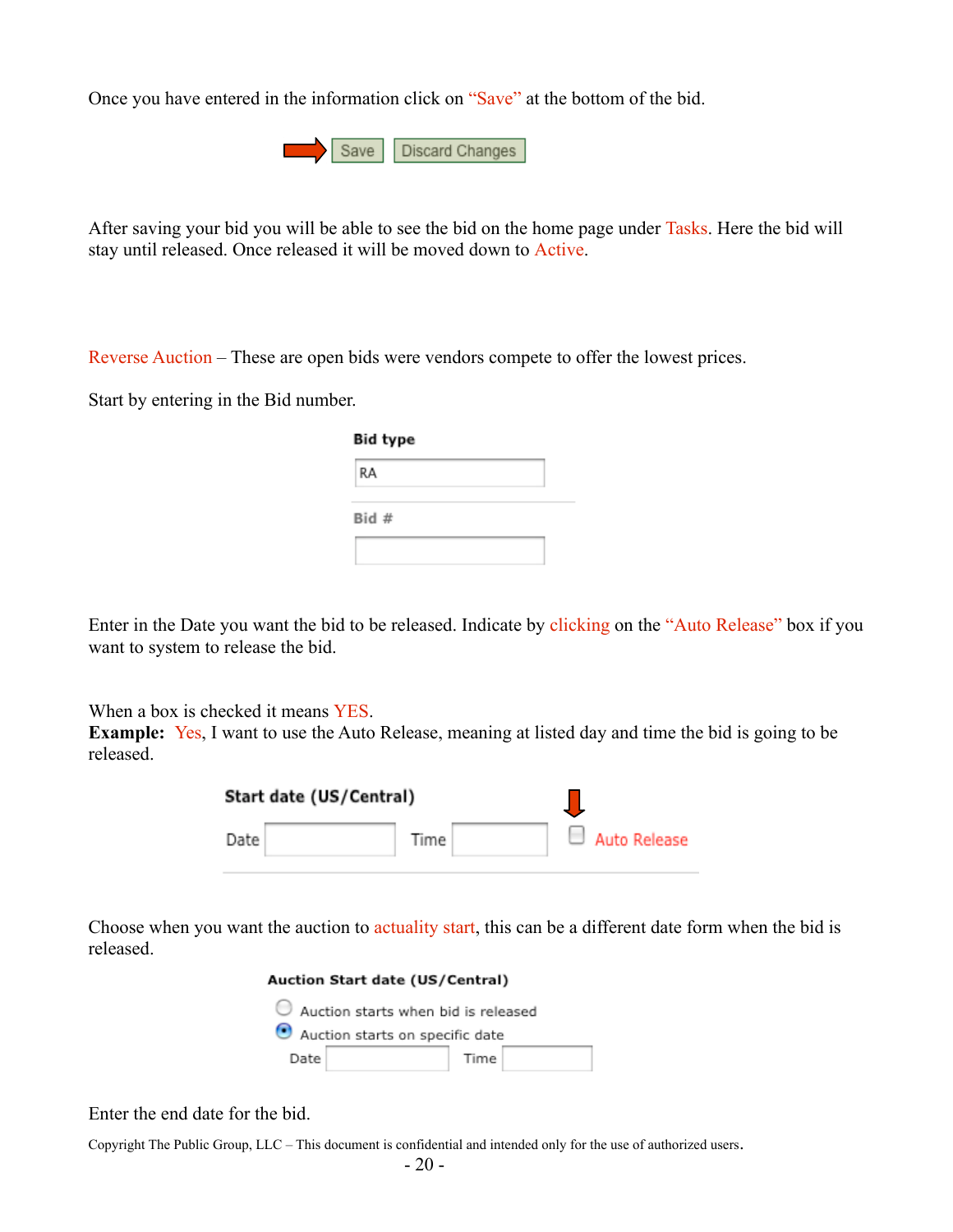Once you have entered in the information click on “Save” at the bottom of the bid.

Save | Discard Changes

After saving your bid you will be able to see the bid on the home page under Tasks. Here the bid will stay until released. Once released it will be moved down to Active.

Reverse Auction – These are open bids were vendors compete to offer the lowest prices.

Start by entering in the Bid number.

**Bid type**

RA

**Bid #**

Enter in the Date you want the bid to be released. Indicate by clicking on the “Auto Release” box if you want to system to release the bid.

When a box is checked it means YES.
**Example:** Yes, I want to use the Auto Release, meaning at listed day and time the bid is going to be released.

**Start date (US/Central)**

Date | Time | Auto Release

Choose when you want the auction to actuality start, this can be a different date form when the bid is released.

**Auction Start date (US/Central)**

- Auction starts when bid is released
- Auction starts on specific date

Date | Time

Enter the end date for the bid.

Copyright The Public Group, LLC – This document is confidential and intended only for the use of authorized users.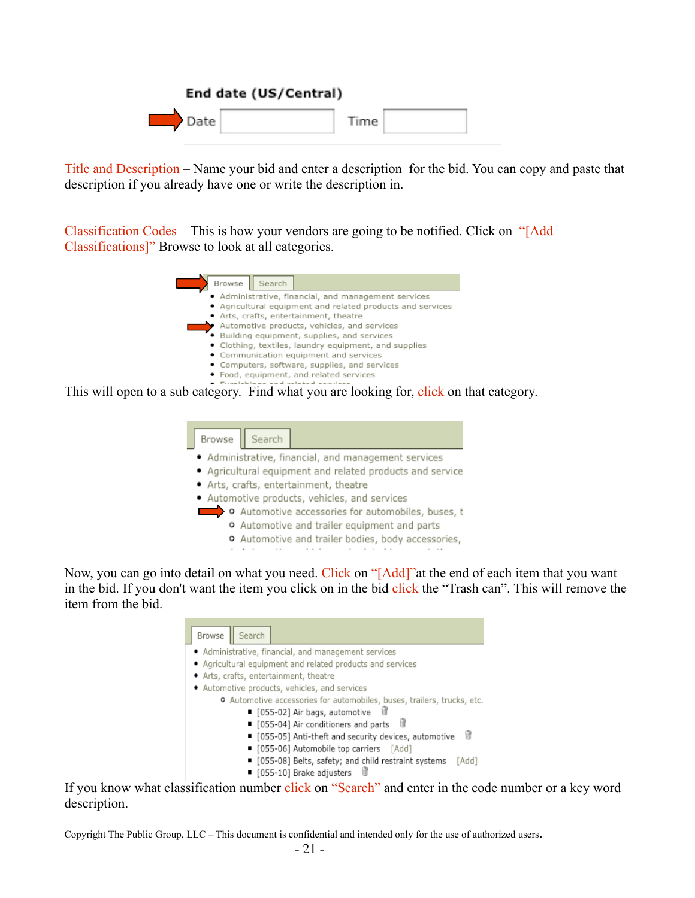**End date (US/Central)**

Date | Time

Title and Description – Name your bid and enter a description for the bid. You can copy and paste that description if you already have one or write the description in.

Classification Codes – This is how your vendors are going to be notified. Click on "[Add Classifications]" Browse to look at all categories.

Browse | Search

- Administrative, financial, and management services
- Agricultural equipment and related products and services
- Arts, crafts, entertainment, theatre
- Automotive products, vehicles, and services
- Building equipment, supplies, and services
- Clothing, textiles, laundry equipment, and supplies
- Communication equipment and services
- Computers, software, supplies, and services
- Food, equipment, and related services

This will open to a sub category. Find what you are looking for, click on that category.

Browse | Search

- Administrative, financial, and management services
- Agricultural equipment and related products and service
- Arts, crafts, entertainment, theatre
- Automotive products, vehicles, and services
  - Automotive accessories for automobiles, buses, t
  - Automotive and trailer equipment and parts
  - Automotive and trailer bodies, body accessories,

Now, you can go into detail on what you need. Click on "[Add]"at the end of each item that you want in the bid. If you don't want the item you click on in the bid click the "Trash can". This will remove the item from the bid.

Browse | Search

- Administrative, financial, and management services
- Agricultural equipment and related products and services
- Arts, crafts, entertainment, theatre
- Automotive products, vehicles, and services
  - Automotive accessories for automobiles, buses, trailers, trucks, etc.
    - [055-02] Air bags, automotive
    - [055-04] Air conditioners and parts
    - [055-05] Anti-theft and security devices, automotive
    - [055-06] Automobile top carriers [Add]
    - [055-08] Belts, safety; and child restraint systems [Add]
    - [055-10] Brake adjusters

If you know what classification number click on "Search" and enter in the code number or a key word description.

Copyright The Public Group, LLC – This document is confidential and intended only for the use of authorized users.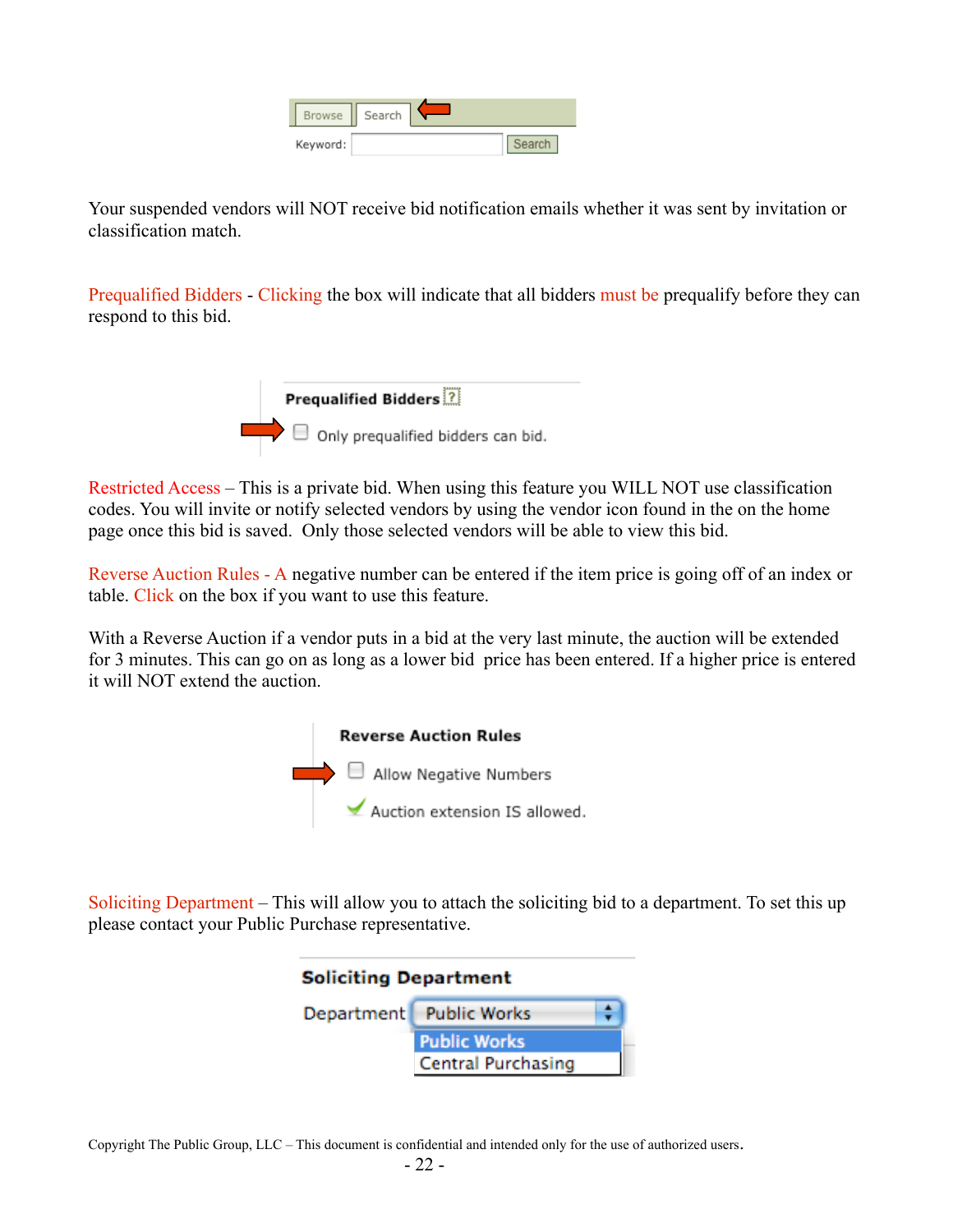Your suspended vendors will NOT receive bid notification emails whether it was sent by invitation or classification match.

Prequalified Bidders - Clicking the box will indicate that all bidders must be prequalify before they can respond to this bid.

Restricted Access – This is a private bid. When using this feature you WILL NOT use classification codes. You will invite or notify selected vendors by using the vendor icon found in the on the home page once this bid is saved. Only those selected vendors will be able to view this bid.

Reverse Auction Rules - A negative number can be entered if the item price is going off of an index or table. Click on the box if you want to use this feature.

With a Reverse Auction if a vendor puts in a bid at the very last minute, the auction will be extended for 3 minutes. This can go on as long as a lower bid price has been entered. If a higher price is entered it will NOT extend the auction.

Soliciting Department – This will allow you to attach the soliciting bid to a department. To set this up please contact your Public Purchase representative.

Copyright The Public Group, LLC – This document is confidential and intended only for the use of authorized users.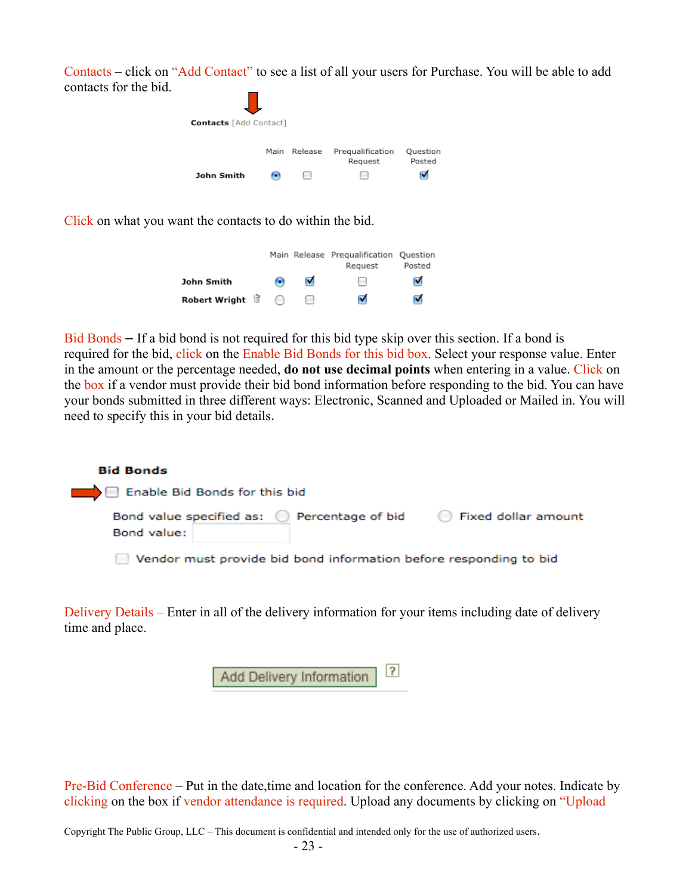Contacts – click on “Add Contact” to see a list of all your users for Purchase. You will be able to add contacts for the bid.

**Contacts** [Add Contact]

| | Main | Release | Prequalification Request | Question Posted |
|---|---|---|---|---|
| **John Smith** | ◉ | ☐ | ☐ | ☑ |

Click on what you want the contacts to do within the bid.

| | Main | Release | Prequalification Request | Question Posted |
|---|---|---|---|---|
| **John Smith** | ◉ | ☑ | ☐ | ☑ |
| **Robert Wright** | ○ | ☐ | ☑ | ☑ |

Bid Bonds – If a bid bond is not required for this bid type skip over this section. If a bond is required for the bid, click on the Enable Bid Bonds for this bid box. Select your response value. Enter in the amount or the percentage needed, **do not use decimal points** when entering in a value. Click on the box if a vendor must provide their bid bond information before responding to the bid. You can have your bonds submitted in three different ways: Electronic, Scanned and Uploaded or Mailed in. You will need to specify this in your bid details.

**Bid Bonds**

☐ Enable Bid Bonds for this bid

Bond value specified as: ○ Percentage of bid ○ Fixed dollar amount

Bond value:

☐ Vendor must provide bid bond information before responding to bid

Delivery Details – Enter in all of the delivery information for your items including date of delivery time and place.

Add Delivery Information

Pre-Bid Conference – Put in the date,time and location for the conference. Add your notes. Indicate by clicking on the box if vendor attendance is required. Upload any documents by clicking on “Upload

Copyright The Public Group, LLC – This document is confidential and intended only for the use of authorized users.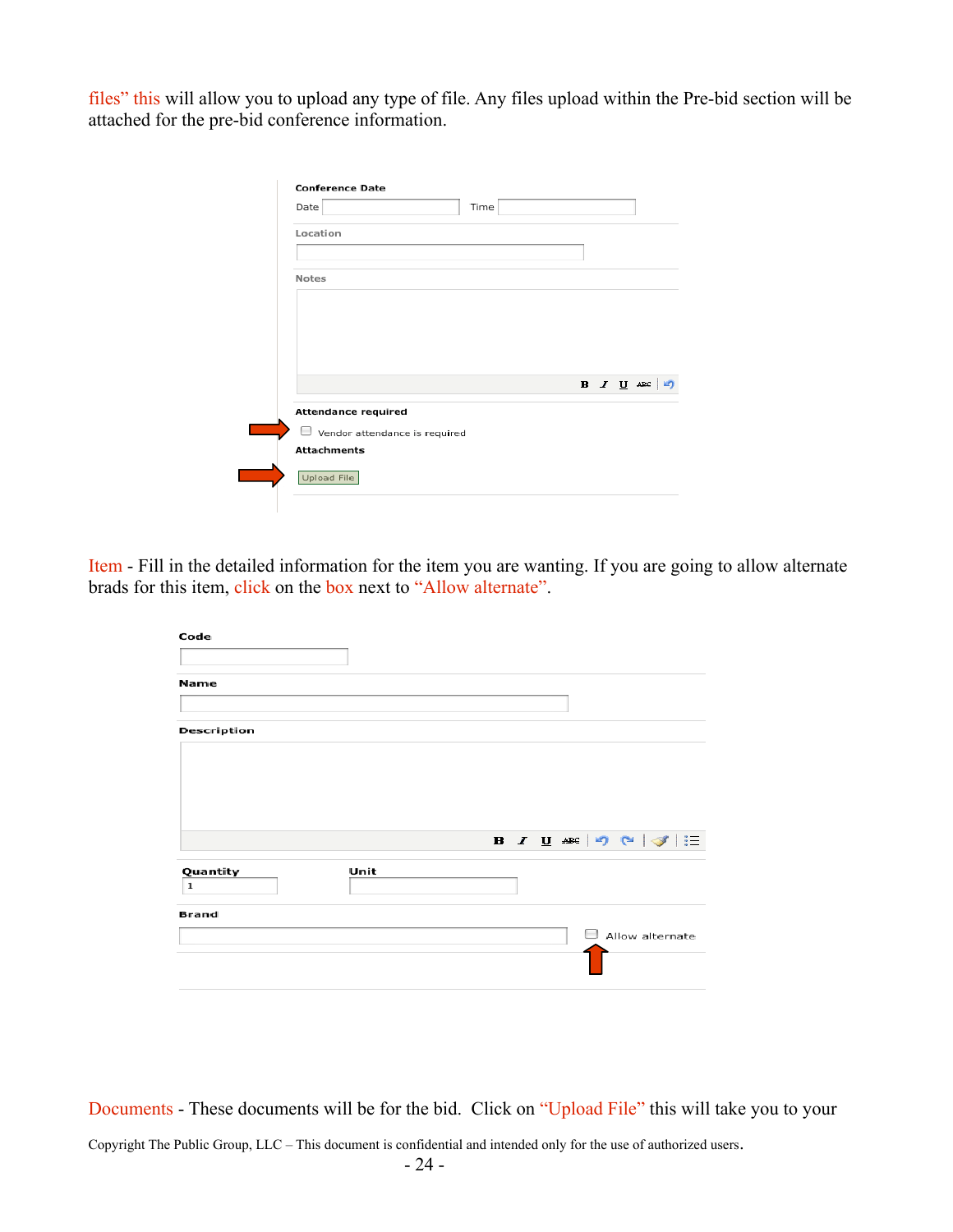files" this will allow you to upload any type of file. Any files upload within the Pre-bid section will be attached for the pre-bid conference information.

**Conference Date**

Date Time

Location

Notes

**Attendance required**

Vendor attendance is required

**Attachments**

Upload File

Item - Fill in the detailed information for the item you are wanting. If you are going to allow alternate brads for this item, click on the box next to "Allow alternate".

**Code**

**Name**

**Description**

**Quantity** 1

**Unit**

**Brand**

Allow alternate

Documents - These documents will be for the bid. Click on "Upload File" this will take you to your

Copyright The Public Group, LLC – This document is confidential and intended only for the use of authorized users.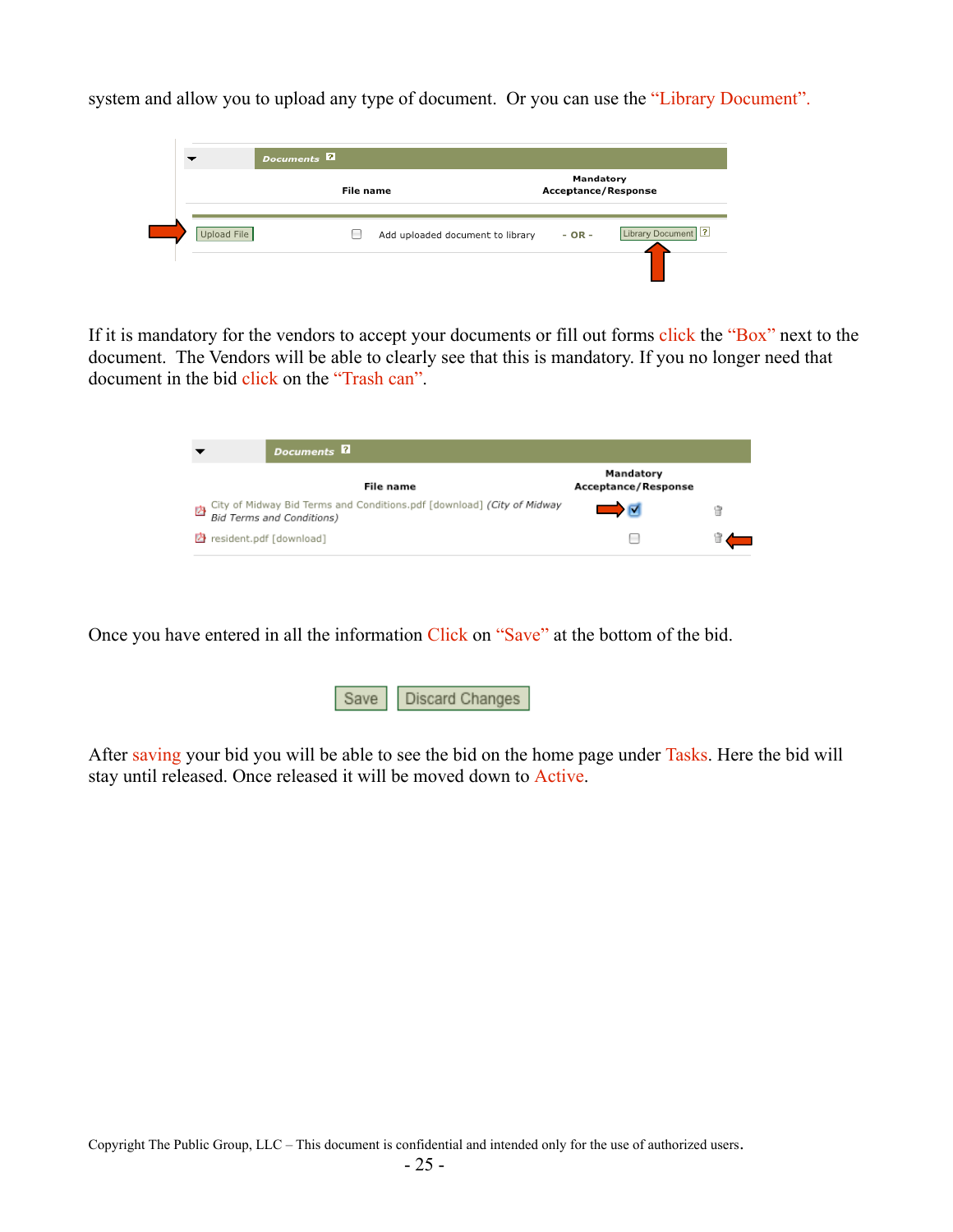system and allow you to upload any type of document. Or you can use the "Library Document".

Documents

| File name | Mandatory Acceptance/Response |
| --- | --- |

Upload File   Add uploaded document to library   - OR -   Library Document

If it is mandatory for the vendors to accept your documents or fill out forms click the "Box" next to the document. The Vendors will be able to clearly see that this is mandatory. If you no longer need that document in the bid click on the "Trash can".

Documents

| File name | Mandatory Acceptance/Response |
| --- | --- |
| City of Midway Bid Terms and Conditions.pdf [download] (*City of Midway Bid Terms and Conditions*) | |
| resident.pdf [download] | |

Once you have entered in all the information Click on "Save" at the bottom of the bid.

Save   Discard Changes

After saving your bid you will be able to see the bid on the home page under Tasks. Here the bid will stay until released. Once released it will be moved down to Active.

Copyright The Public Group, LLC – This document is confidential and intended only for the use of authorized users.